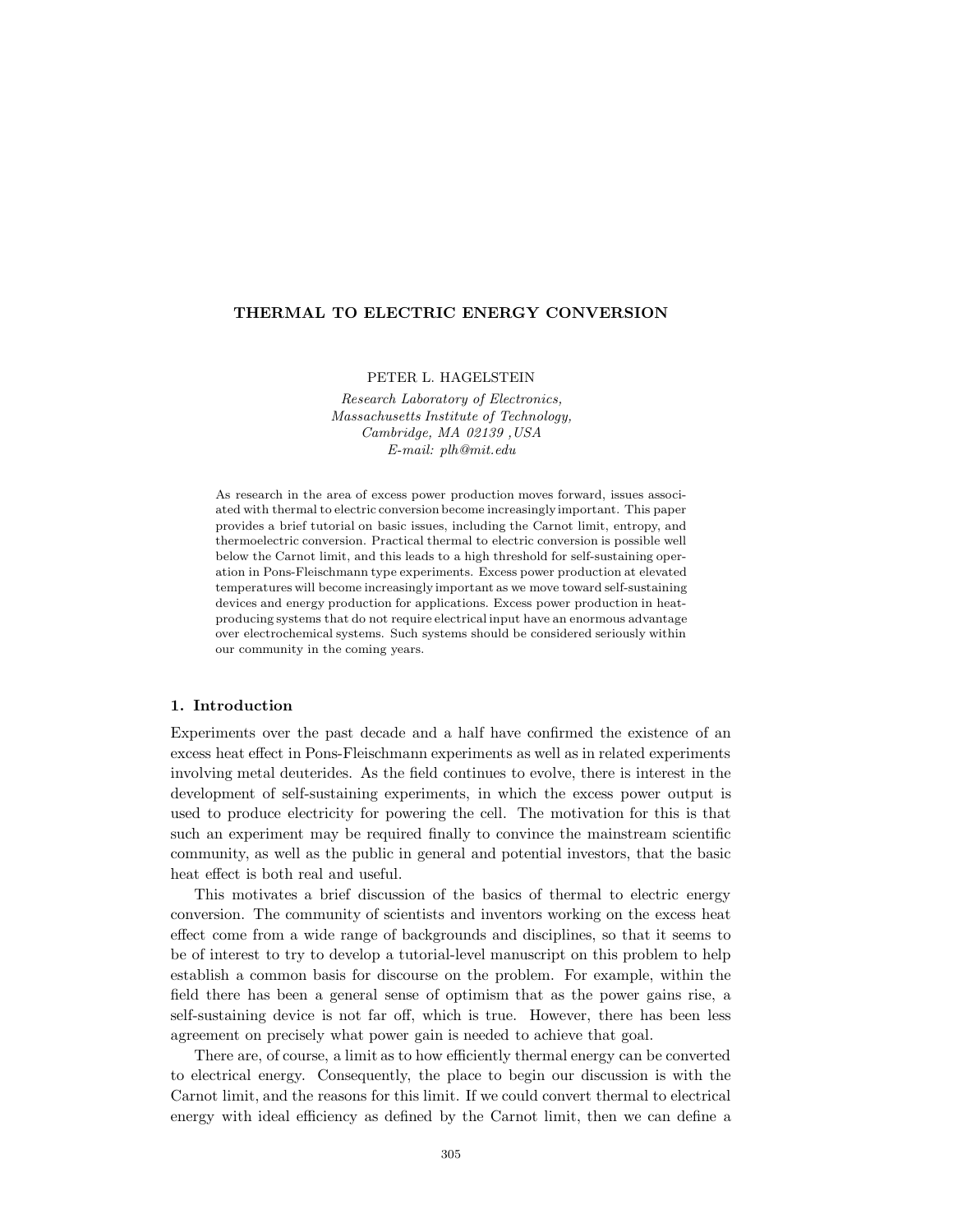# THERMAL TO ELECTRIC ENERGY CONVERSION

PETER L. HAGELSTEIN

*Research Laboratory of Electronics,*
*Massachusetts Institute of Technology,*
*Cambridge, MA 02139 ,USA*
*E-mail: plh@mit.edu*

As research in the area of excess power production moves forward, issues associated with thermal to electric conversion become increasingly important. This paper provides a brief tutorial on basic issues, including the Carnot limit, entropy, and thermoelectric conversion. Practical thermal to electric conversion is possible well below the Carnot limit, and this leads to a high threshold for self-sustaining operation in Pons-Fleischmann type experiments. Excess power production at elevated temperatures will become increasingly important as we move toward self-sustaining devices and energy production for applications. Excess power production in heat-producing systems that do not require electrical input have an enormous advantage over electrochemical systems. Such systems should be considered seriously within our community in the coming years.

## 1. Introduction

Experiments over the past decade and a half have confirmed the existence of an excess heat effect in Pons-Fleischmann experiments as well as in related experiments involving metal deuterides. As the field continues to evolve, there is interest in the development of self-sustaining experiments, in which the excess power output is used to produce electricity for powering the cell. The motivation for this is that such an experiment may be required finally to convince the mainstream scientific community, as well as the public in general and potential investors, that the basic heat effect is both real and useful.

This motivates a brief discussion of the basics of thermal to electric energy conversion. The community of scientists and inventors working on the excess heat effect come from a wide range of backgrounds and disciplines, so that it seems to be of interest to try to develop a tutorial-level manuscript on this problem to help establish a common basis for discourse on the problem. For example, within the field there has been a general sense of optimism that as the power gains rise, a self-sustaining device is not far off, which is true. However, there has been less agreement on precisely what power gain is needed to achieve that goal.

There are, of course, a limit as to how efficiently thermal energy can be converted to electrical energy. Consequently, the place to begin our discussion is with the Carnot limit, and the reasons for this limit. If we could convert thermal to electrical energy with ideal efficiency as defined by the Carnot limit, then we can define a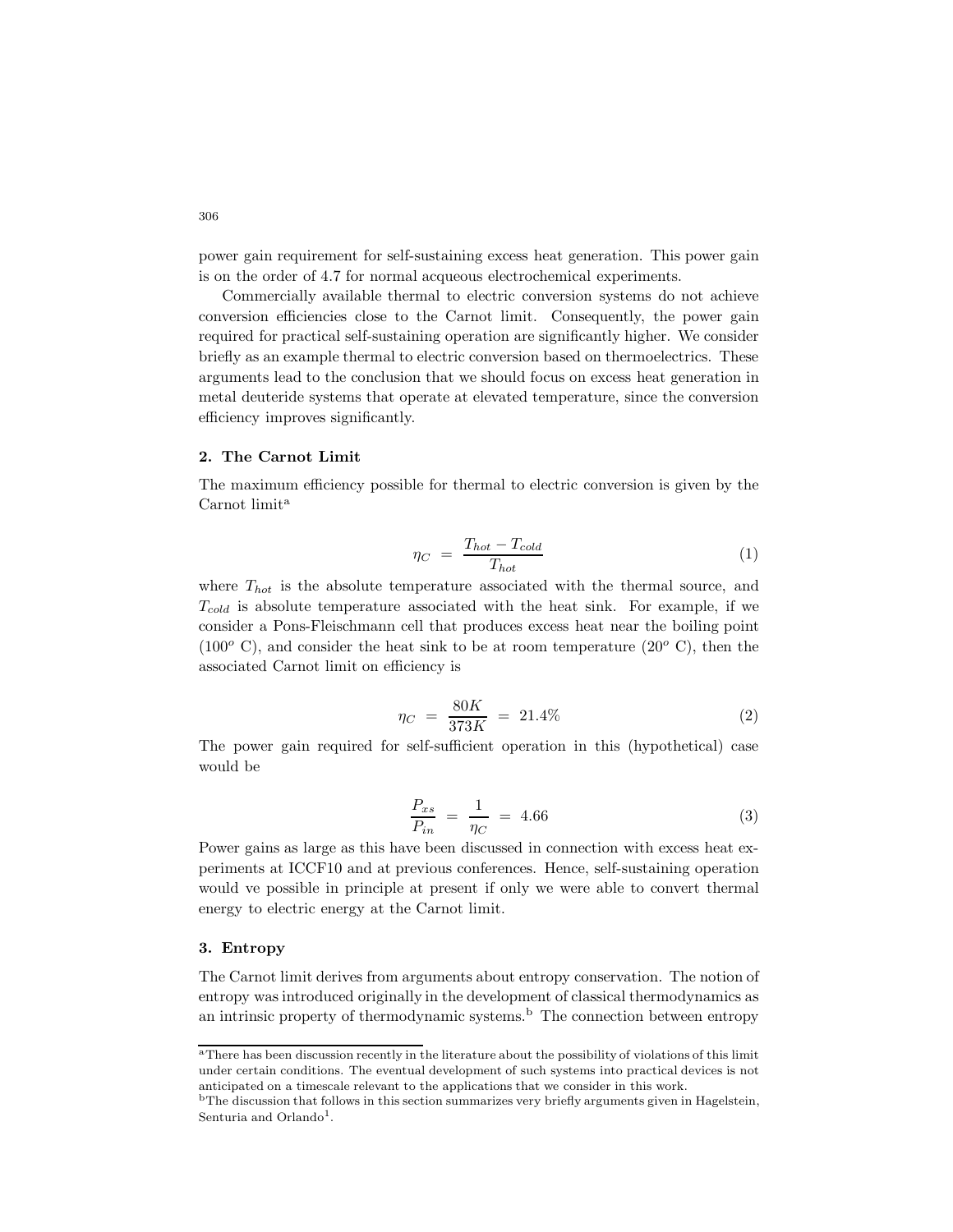power gain requirement for self-sustaining excess heat generation. This power gain is on the order of 4.7 for normal acqueous electrochemical experiments.

Commercially available thermal to electric conversion systems do not achieve conversion efficiencies close to the Carnot limit. Consequently, the power gain required for practical self-sustaining operation are significantly higher. We consider briefly as an example thermal to electric conversion based on thermoelectrics. These arguments lead to the conclusion that we should focus on excess heat generation in metal deuteride systems that operate at elevated temperature, since the conversion efficiency improves significantly.

## 2. The Carnot Limit

The maximum efficiency possible for thermal to electric conversion is given by the Carnot limit[a]

$$\eta_C = \frac{T_{hot} - T_{cold}}{T_{hot}} \tag{1}$$

where $T_{hot}$ is the absolute temperature associated with the thermal source, and $T_{cold}$ is absolute temperature associated with the heat sink. For example, if we consider a Pons-Fleischmann cell that produces excess heat near the boiling point ($100^o$ C), and consider the heat sink to be at room temperature ($20^o$ C), then the associated Carnot limit on efficiency is

$$\eta_C = \frac{80K}{373K} = 21.4\% \tag{2}$$

The power gain required for self-sufficient operation in this (hypothetical) case would be

$$\frac{P_{xs}}{P_{in}} = \frac{1}{\eta_C} = 4.66 \tag{3}$$

Power gains as large as this have been discussed in connection with excess heat experiments at ICCF10 and at previous conferences. Hence, self-sustaining operation would ve possible in principle at present if only we were able to convert thermal energy to electric energy at the Carnot limit.

## 3. Entropy

The Carnot limit derives from arguments about entropy conservation. The notion of entropy was introduced originally in the development of classical thermodynamics as an intrinsic property of thermodynamic systems.[b] The connection between entropy

[a] There has been discussion recently in the literature about the possibility of violations of this limit under certain conditions. The eventual development of such systems into practical devices is not anticipated on a timescale relevant to the applications that we consider in this work.

[b] The discussion that follows in this section summarizes very briefly arguments given in Hagelstein, Senturia and Orlando[1].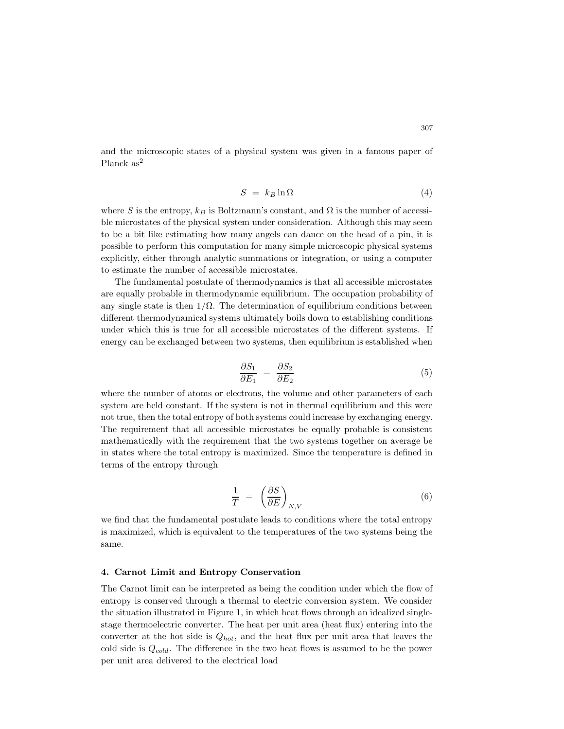and the microscopic states of a physical system was given in a famous paper of Planck as[2]

$$S = k_B \ln \Omega \tag{4}$$

where $S$ is the entropy, $k_B$ is Boltzmann's constant, and $\Omega$ is the number of accessible microstates of the physical system under consideration. Although this may seem to be a bit like estimating how many angels can dance on the head of a pin, it is possible to perform this computation for many simple microscopic physical systems explicitly, either through analytic summations or integration, or using a computer to estimate the number of accessible microstates.

The fundamental postulate of thermodynamics is that all accessible microstates are equally probable in thermodynamic equilibrium. The occupation probability of any single state is then $1/\Omega$. The determination of equilibrium conditions between different thermodynamical systems ultimately boils down to establishing conditions under which this is true for all accessible microstates of the different systems. If energy can be exchanged between two systems, then equilibrium is established when

$$\frac{\partial S_1}{\partial E_1} = \frac{\partial S_2}{\partial E_2} \tag{5}$$

where the number of atoms or electrons, the volume and other parameters of each system are held constant. If the system is not in thermal equilibrium and this were not true, then the total entropy of both systems could increase by exchanging energy. The requirement that all accessible microstates be equally probable is consistent mathematically with the requirement that the two systems together on average be in states where the total entropy is maximized. Since the temperature is defined in terms of the entropy through

$$\frac{1}{T} = \left(\frac{\partial S}{\partial E}\right)_{N,V} \tag{6}$$

we find that the fundamental postulate leads to conditions where the total entropy is maximized, which is equivalent to the temperatures of the two systems being the same.

### 4. Carnot Limit and Entropy Conservation

The Carnot limit can be interpreted as being the condition under which the flow of entropy is conserved through a thermal to electric conversion system. We consider the situation illustrated in Figure 1, in which heat flows through an idealized single-stage thermoelectric converter. The heat per unit area (heat flux) entering into the converter at the hot side is $Q_{hot}$, and the heat flux per unit area that leaves the cold side is $Q_{cold}$. The difference in the two heat flows is assumed to be the power per unit area delivered to the electrical load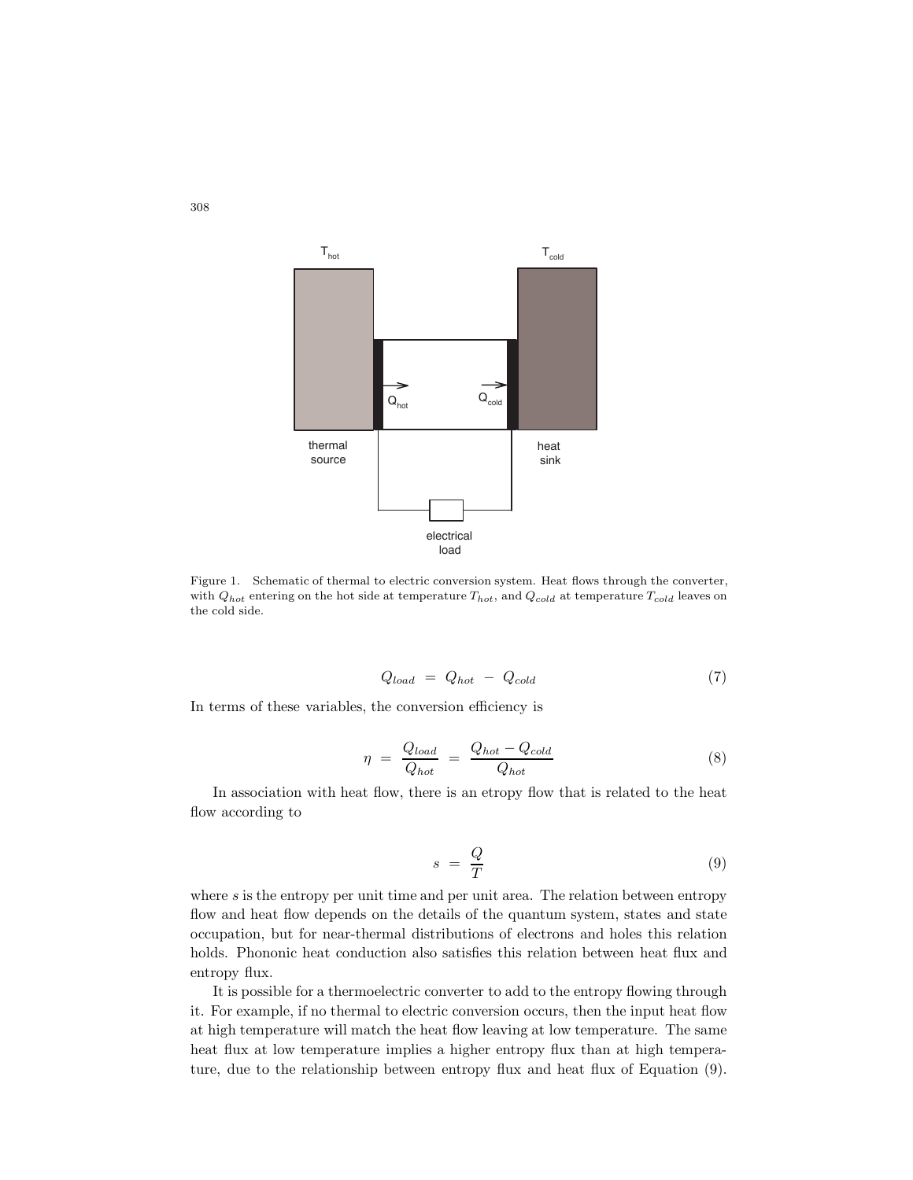Figure 1. Schematic of thermal to electric conversion system. Heat flows through the converter, with $Q_{hot}$ entering on the hot side at temperature $T_{hot}$, and $Q_{cold}$ at temperature $T_{cold}$ leaves on the cold side.

$$Q_{load} \ = \ Q_{hot} \ - \ Q_{cold} \tag{7}$$

In terms of these variables, the conversion efficiency is

$$\eta \ = \ \frac{Q_{load}}{Q_{hot}} \ = \ \frac{Q_{hot} - Q_{cold}}{Q_{hot}} \tag{8}$$

In association with heat flow, there is an etropy flow that is related to the heat flow according to

$$s \ = \ \frac{Q}{T} \tag{9}$$

where $s$ is the entropy per unit time and per unit area. The relation between entropy flow and heat flow depends on the details of the quantum system, states and state occupation, but for near-thermal distributions of electrons and holes this relation holds. Phononic heat conduction also satisfies this relation between heat flux and entropy flux.

It is possible for a thermoelectric converter to add to the entropy flowing through it. For example, if no thermal to electric conversion occurs, then the input heat flow at high temperature will match the heat flow leaving at low temperature. The same heat flux at low temperature implies a higher entropy flux than at high temperature, due to the relationship between entropy flux and heat flux of Equation (9).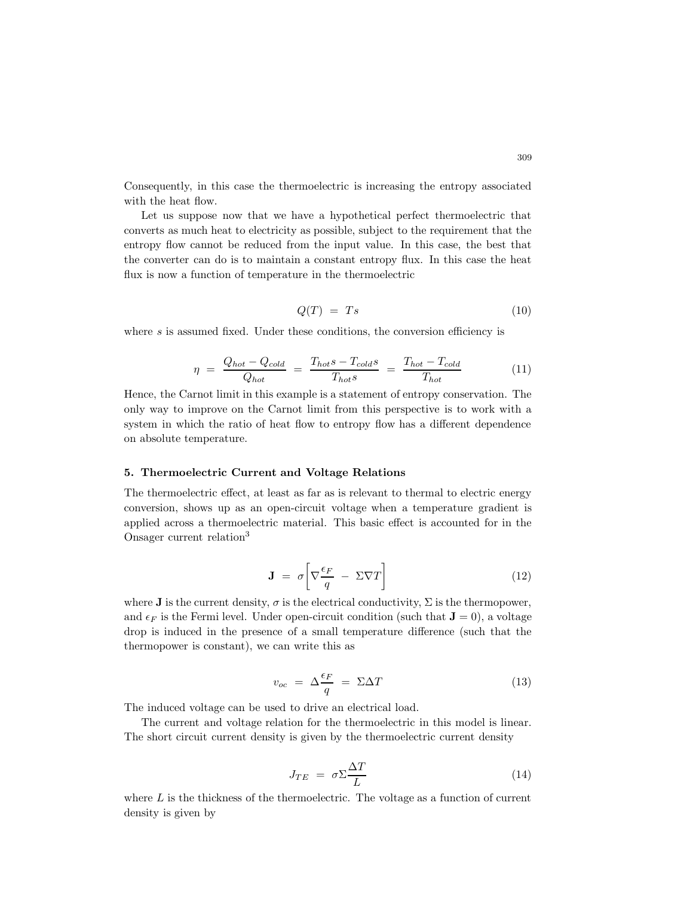Consequently, in this case the thermoelectric is increasing the entropy associated with the heat flow.

Let us suppose now that we have a hypothetical perfect thermoelectric that converts as much heat to electricity as possible, subject to the requirement that the entropy flow cannot be reduced from the input value. In this case, the best that the converter can do is to maintain a constant entropy flux. In this case the heat flux is now a function of temperature in the thermoelectric

$$Q(T) \;=\; Ts \tag{10}$$

where $s$ is assumed fixed. Under these conditions, the conversion efficiency is

$$\eta \;=\; \frac{Q_{hot} - Q_{cold}}{Q_{hot}} \;=\; \frac{T_{hot}s - T_{cold}s}{T_{hot}s} \;=\; \frac{T_{hot} - T_{cold}}{T_{hot}} \tag{11}$$

Hence, the Carnot limit in this example is a statement of entropy conservation. The only way to improve on the Carnot limit from this perspective is to work with a system in which the ratio of heat flow to entropy flow has a different dependence on absolute temperature.

## 5. Thermoelectric Current and Voltage Relations

The thermoelectric effect, at least as far as is relevant to thermal to electric energy conversion, shows up as an open-circuit voltage when a temperature gradient is applied across a thermoelectric material. This basic effect is accounted for in the Onsager current relation[3]

$$\mathbf{J} \;=\; \sigma\left[\nabla\frac{\epsilon_F}{q} \;-\; \Sigma\nabla T\right] \tag{12}$$

where $\mathbf{J}$ is the current density, $\sigma$ is the electrical conductivity, $\Sigma$ is the thermopower, and $\epsilon_F$ is the Fermi level. Under open-circuit condition (such that $\mathbf{J} = 0$), a voltage drop is induced in the presence of a small temperature difference (such that the thermopower is constant), we can write this as

$$v_{oc} \;=\; \Delta\frac{\epsilon_F}{q} \;=\; \Sigma\Delta T \tag{13}$$

The induced voltage can be used to drive an electrical load.

The current and voltage relation for the thermoelectric in this model is linear. The short circuit current density is given by the thermoelectric current density

$$J_{TE} \;=\; \sigma\Sigma\frac{\Delta T}{L} \tag{14}$$

where $L$ is the thickness of the thermoelectric. The voltage as a function of current density is given by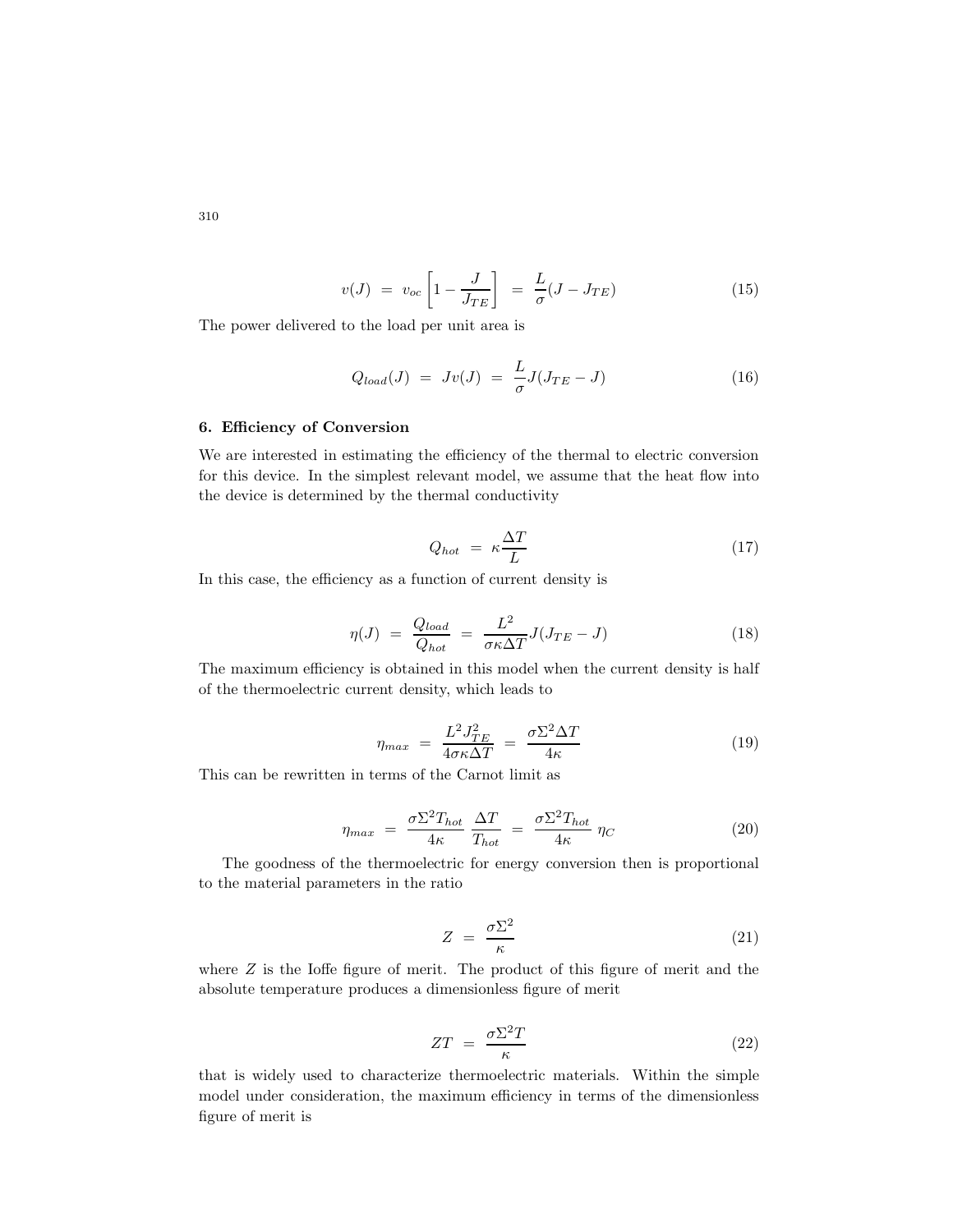$$v(J) \;=\; v_{oc}\left[1 - \frac{J}{J_{TE}}\right] \;=\; \frac{L}{\sigma}(J - J_{TE}) \tag{15}$$

The power delivered to the load per unit area is

$$Q_{load}(J) \;=\; Jv(J) \;=\; \frac{L}{\sigma}J(J_{TE} - J) \tag{16}$$

### 6. Efficiency of Conversion

We are interested in estimating the efficiency of the thermal to electric conversion for this device. In the simplest relevant model, we assume that the heat flow into the device is determined by the thermal conductivity

$$Q_{hot} \;=\; \kappa\frac{\Delta T}{L} \tag{17}$$

In this case, the efficiency as a function of current density is

$$\eta(J) \;=\; \frac{Q_{load}}{Q_{hot}} \;=\; \frac{L^2}{\sigma\kappa\Delta T}J(J_{TE} - J) \tag{18}$$

The maximum efficiency is obtained in this model when the current density is half of the thermoelectric current density, which leads to

$$\eta_{max} \;=\; \frac{L^2 J_{TE}^2}{4\sigma\kappa\Delta T} \;=\; \frac{\sigma\Sigma^2\Delta T}{4\kappa} \tag{19}$$

This can be rewritten in terms of the Carnot limit as

$$\eta_{max} \;=\; \frac{\sigma\Sigma^2 T_{hot}}{4\kappa}\;\frac{\Delta T}{T_{hot}} \;=\; \frac{\sigma\Sigma^2 T_{hot}}{4\kappa}\;\eta_C \tag{20}$$

The goodness of the thermoelectric for energy conversion then is proportional to the material parameters in the ratio

$$Z \;=\; \frac{\sigma\Sigma^2}{\kappa} \tag{21}$$

where $Z$ is the Ioffe figure of merit. The product of this figure of merit and the absolute temperature produces a dimensionless figure of merit

$$ZT \;=\; \frac{\sigma\Sigma^2 T}{\kappa} \tag{22}$$

that is widely used to characterize thermoelectric materials. Within the simple model under consideration, the maximum efficiency in terms of the dimensionless figure of merit is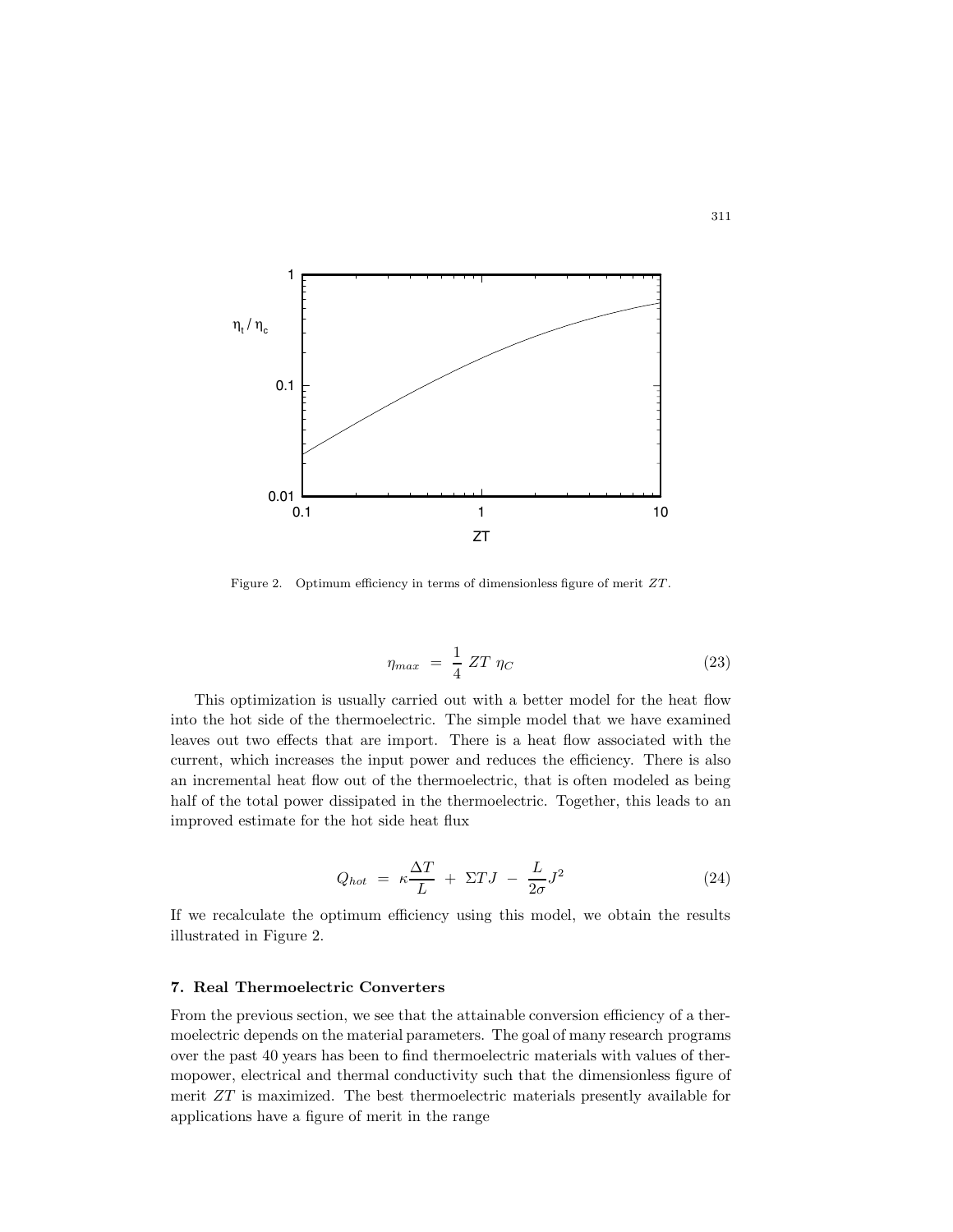Figure 2. Optimum efficiency in terms of dimensionless figure of merit $ZT$.

$$\eta_{max} = \frac{1}{4} ZT \eta_C \tag{23}$$

This optimization is usually carried out with a better model for the heat flow into the hot side of the thermoelectric. The simple model that we have examined leaves out two effects that are import. There is a heat flow associated with the current, which increases the input power and reduces the efficiency. There is also an incremental heat flow out of the thermoelectric, that is often modeled as being half of the total power dissipated in the thermoelectric. Together, this leads to an improved estimate for the hot side heat flux

$$Q_{hot} = \kappa \frac{\Delta T}{L} + \Sigma T J - \frac{L}{2\sigma} J^2 \tag{24}$$

If we recalculate the optimum efficiency using this model, we obtain the results illustrated in Figure 2.

## 7. Real Thermoelectric Converters

From the previous section, we see that the attainable conversion efficiency of a thermoelectric depends on the material parameters. The goal of many research programs over the past 40 years has been to find thermoelectric materials with values of thermopower, electrical and thermal conductivity such that the dimensionless figure of merit $ZT$ is maximized. The best thermoelectric materials presently available for applications have a figure of merit in the range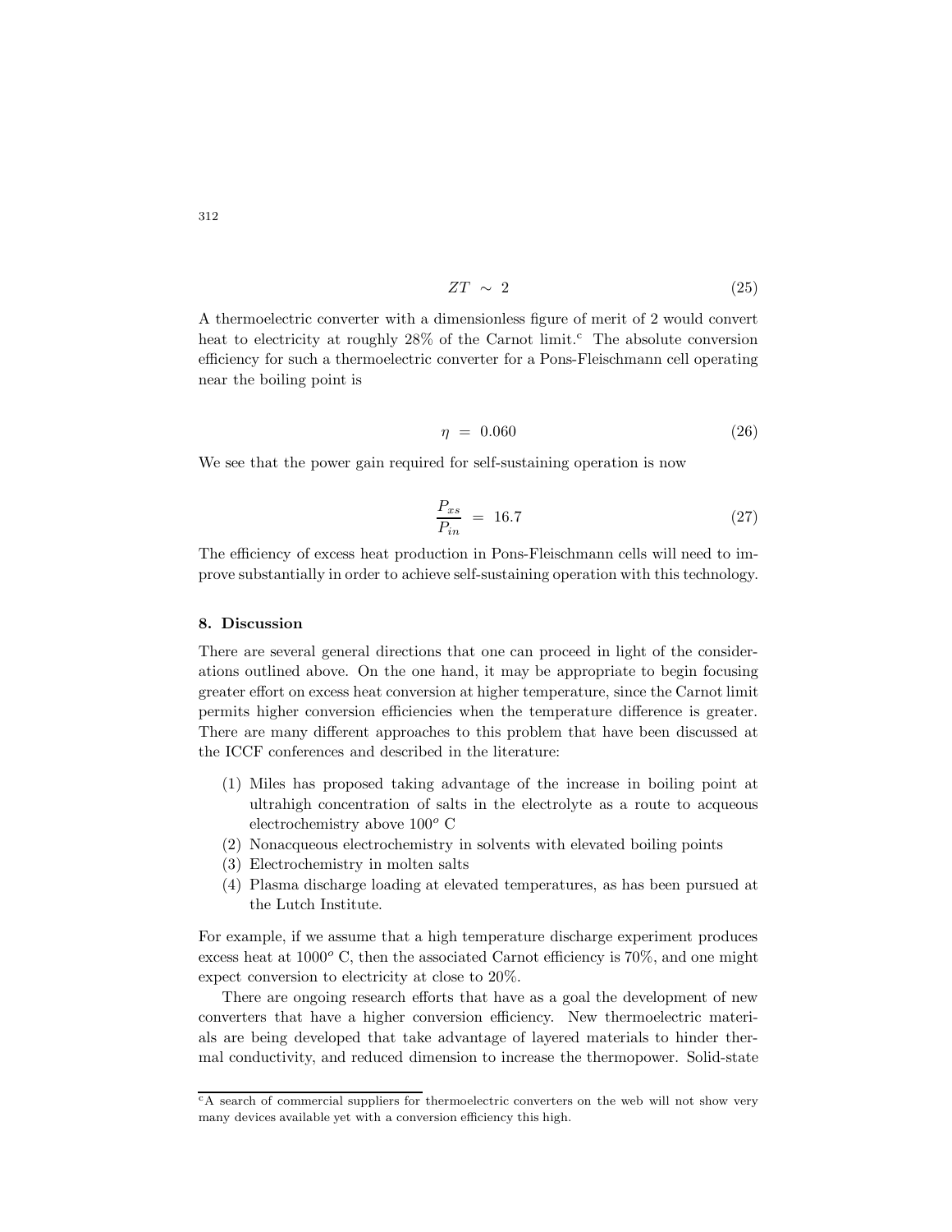$$ZT \sim 2 \tag{25}$$

A thermoelectric converter with a dimensionless figure of merit of 2 would convert heat to electricity at roughly 28% of the Carnot limit.[c] The absolute conversion efficiency for such a thermoelectric converter for a Pons-Fleischmann cell operating near the boiling point is

$$\eta = 0.060 \tag{26}$$

We see that the power gain required for self-sustaining operation is now

$$\frac{P_{xs}}{P_{in}} = 16.7 \tag{27}$$

The efficiency of excess heat production in Pons-Fleischmann cells will need to improve substantially in order to achieve self-sustaining operation with this technology.

## 8. Discussion

There are several general directions that one can proceed in light of the considerations outlined above. On the one hand, it may be appropriate to begin focusing greater effort on excess heat conversion at higher temperature, since the Carnot limit permits higher conversion efficiencies when the temperature difference is greater. There are many different approaches to this problem that have been discussed at the ICCF conferences and described in the literature:

1. Miles has proposed taking advantage of the increase in boiling point at ultrahigh concentration of salts in the electrolyte as a route to acqueous electrochemistry above $100^o$ C
2. Nonacqueous electrochemistry in solvents with elevated boiling points
3. Electrochemistry in molten salts
4. Plasma discharge loading at elevated temperatures, as has been pursued at the Lutch Institute.

For example, if we assume that a high temperature discharge experiment produces excess heat at $1000^o$ C, then the associated Carnot efficiency is 70%, and one might expect conversion to electricity at close to 20%.

There are ongoing research efforts that have as a goal the development of new converters that have a higher conversion efficiency. New thermoelectric materials are being developed that take advantage of layered materials to hinder thermal conductivity, and reduced dimension to increase the thermopower. Solid-state

[c] A search of commercial suppliers for thermoelectric converters on the web will not show very many devices available yet with a conversion efficiency this high.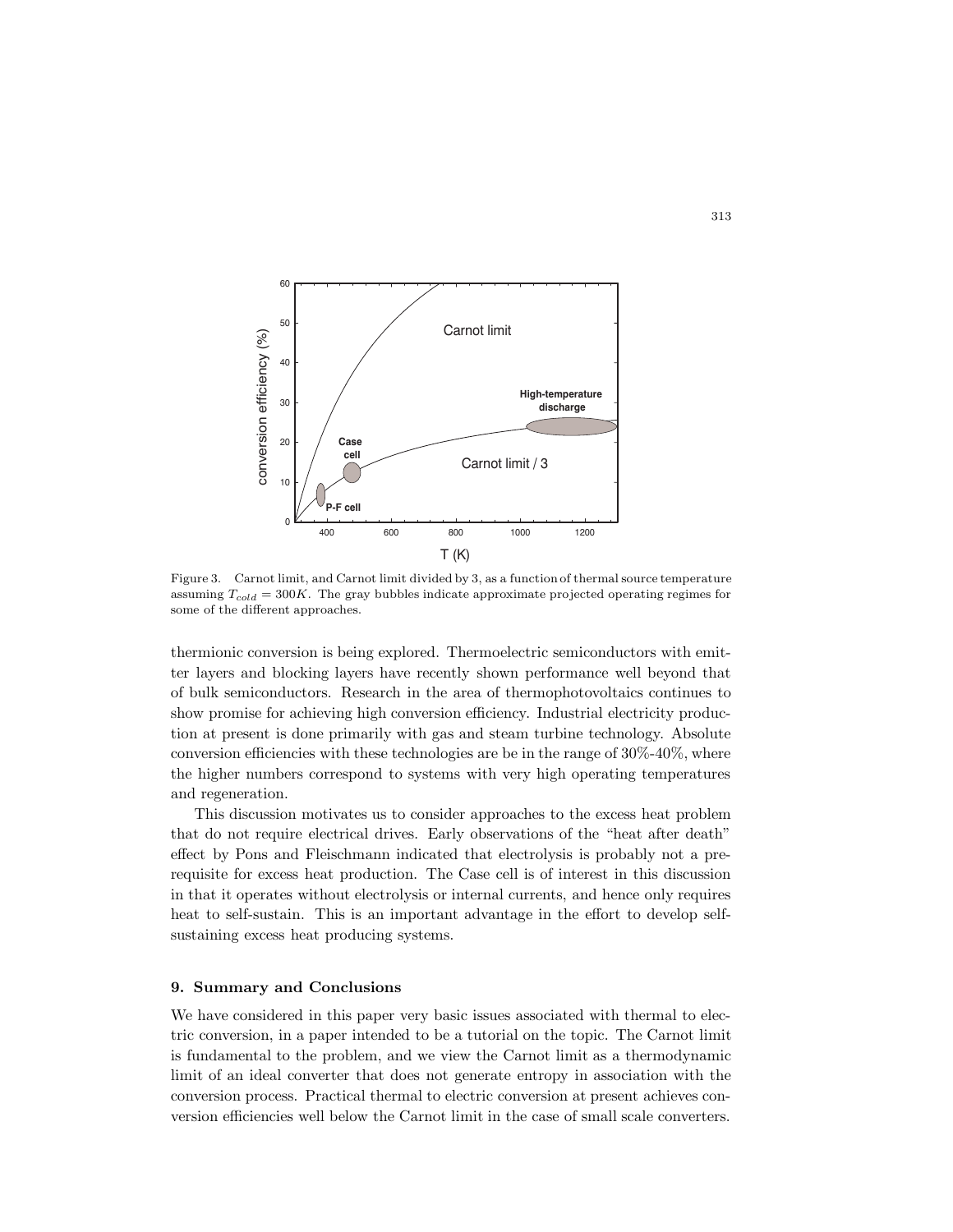Figure 3. Carnot limit, and Carnot limit divided by 3, as a function of thermal source temperature assuming $T_{cold} = 300K$. The gray bubbles indicate approximate projected operating regimes for some of the different approaches.

thermionic conversion is being explored. Thermoelectric semiconductors with emitter layers and blocking layers have recently shown performance well beyond that of bulk semiconductors. Research in the area of thermophotovoltaics continues to show promise for achieving high conversion efficiency. Industrial electricity production at present is done primarily with gas and steam turbine technology. Absolute conversion efficiencies with these technologies are be in the range of 30%-40%, where the higher numbers correspond to systems with very high operating temperatures and regeneration.

This discussion motivates us to consider approaches to the excess heat problem that do not require electrical drives. Early observations of the "heat after death" effect by Pons and Fleischmann indicated that electrolysis is probably not a prerequisite for excess heat production. The Case cell is of interest in this discussion in that it operates without electrolysis or internal currents, and hence only requires heat to self-sustain. This is an important advantage in the effort to develop self-sustaining excess heat producing systems.

## 9. Summary and Conclusions

We have considered in this paper very basic issues associated with thermal to electric conversion, in a paper intended to be a tutorial on the topic. The Carnot limit is fundamental to the problem, and we view the Carnot limit as a thermodynamic limit of an ideal converter that does not generate entropy in association with the conversion process. Practical thermal to electric conversion at present achieves conversion efficiencies well below the Carnot limit in the case of small scale converters.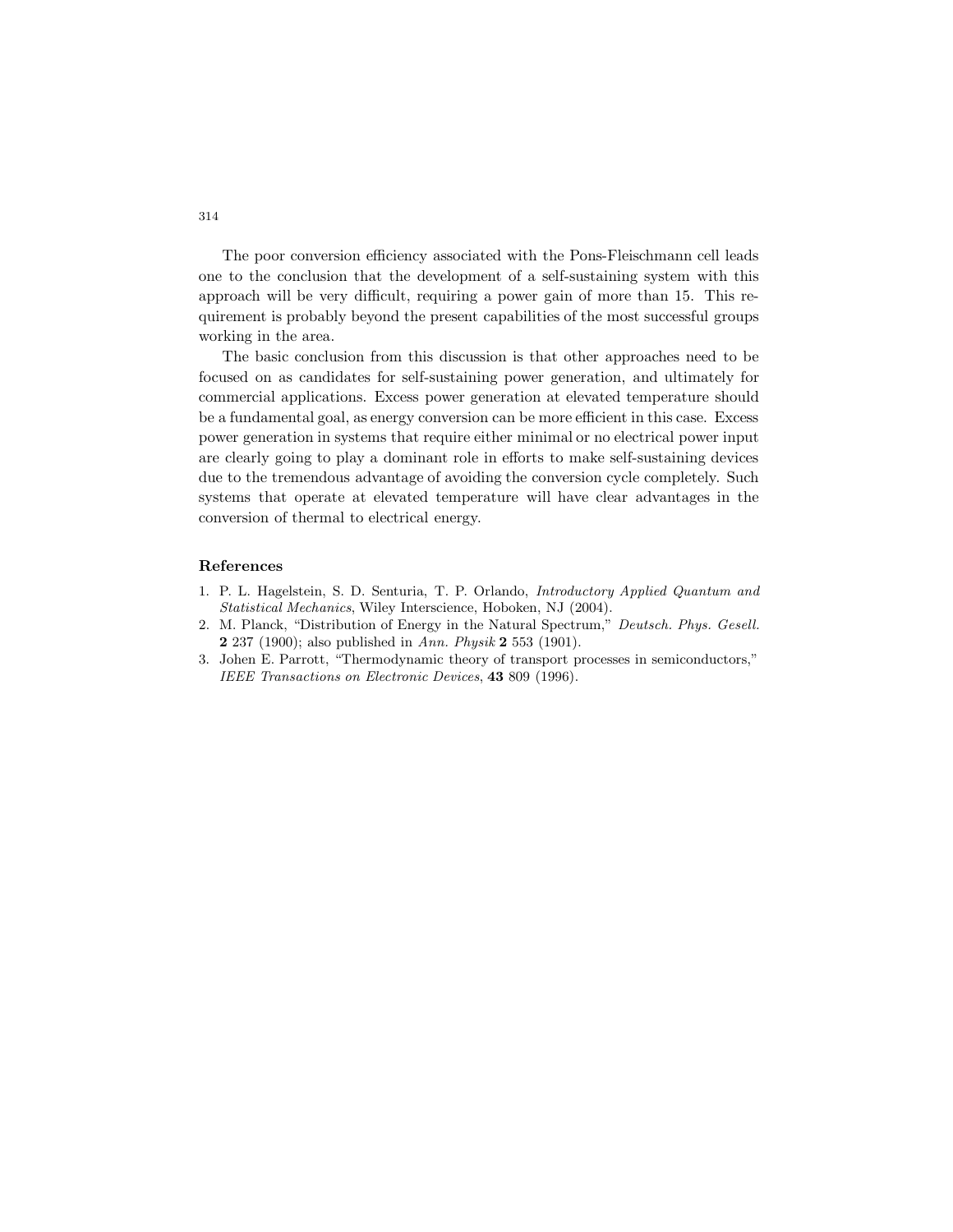The poor conversion efficiency associated with the Pons-Fleischmann cell leads one to the conclusion that the development of a self-sustaining system with this approach will be very difficult, requiring a power gain of more than 15. This requirement is probably beyond the present capabilities of the most successful groups working in the area.

The basic conclusion from this discussion is that other approaches need to be focused on as candidates for self-sustaining power generation, and ultimately for commercial applications. Excess power generation at elevated temperature should be a fundamental goal, as energy conversion can be more efficient in this case. Excess power generation in systems that require either minimal or no electrical power input are clearly going to play a dominant role in efforts to make self-sustaining devices due to the tremendous advantage of avoiding the conversion cycle completely. Such systems that operate at elevated temperature will have clear advantages in the conversion of thermal to electrical energy.

## References

1. P. L. Hagelstein, S. D. Senturia, T. P. Orlando, *Introductory Applied Quantum and Statistical Mechanics*, Wiley Interscience, Hoboken, NJ (2004).
2. M. Planck, "Distribution of Energy in the Natural Spectrum," *Deutsch. Phys. Gesell.* **2** 237 (1900); also published in *Ann. Physik* **2** 553 (1901).
3. Johen E. Parrott, "Thermodynamic theory of transport processes in semiconductors," *IEEE Transactions on Electronic Devices*, **43** 809 (1996).